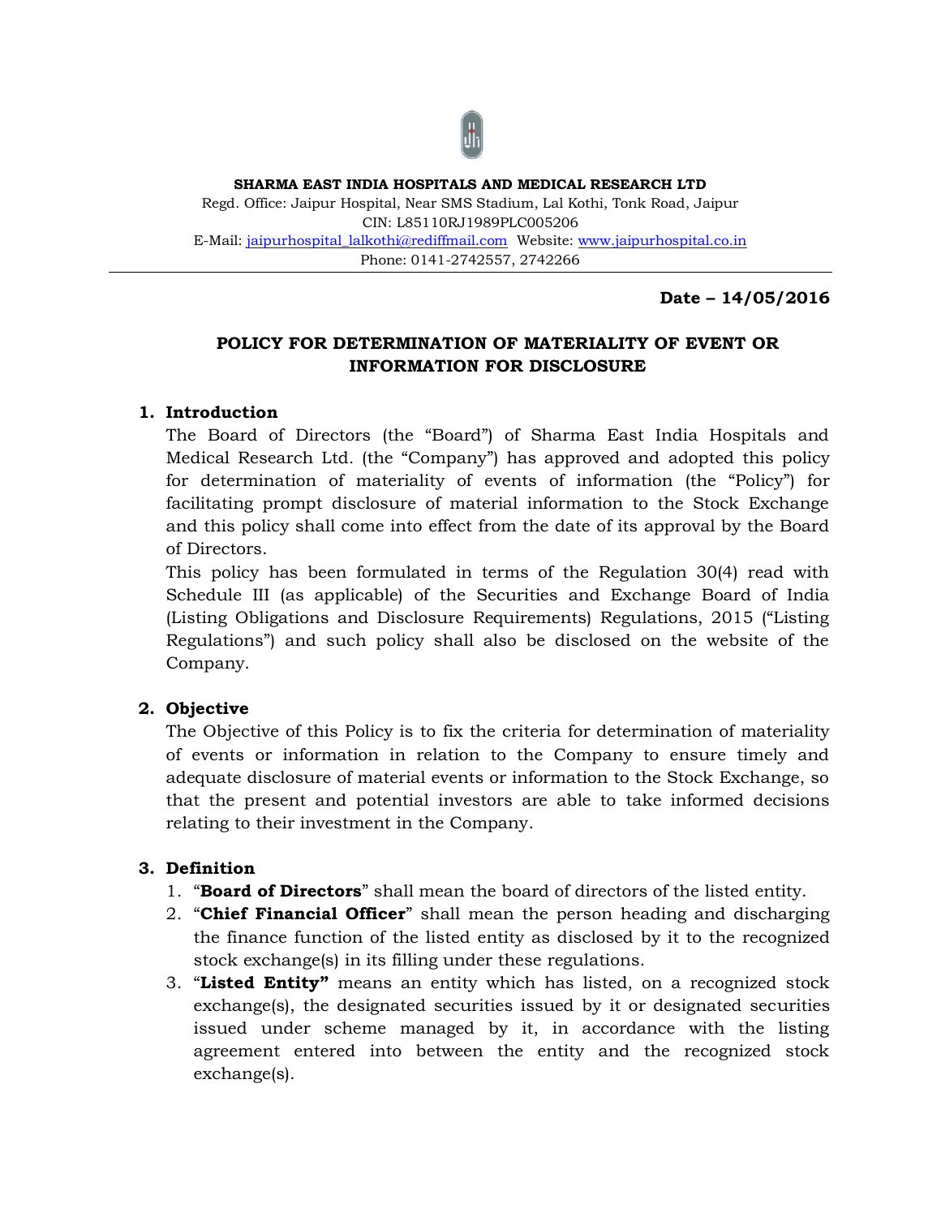**SHARMA EAST INDIA HOSPITALS AND MEDICAL RESEARCH LTD**

Regd. Office: Jaipur Hospital, Near SMS Stadium, Lal Kothi, Tonk Road, Jaipur

CIN: L85110RJ1989PLC005206

E-Mail: jaipurhospital_lalkothi@rediffmail.com Website: www.jaipurhospital.co.in

Phone: 0141-2742557, 2742266

---

**Date – 14/05/2016**

# POLICY FOR DETERMINATION OF MATERIALITY OF EVENT OR INFORMATION FOR DISCLOSURE

## 1. Introduction

The Board of Directors (the "Board") of Sharma East India Hospitals and Medical Research Ltd. (the "Company") has approved and adopted this policy for determination of materiality of events of information (the "Policy") for facilitating prompt disclosure of material information to the Stock Exchange and this policy shall come into effect from the date of its approval by the Board of Directors.

This policy has been formulated in terms of the Regulation 30(4) read with Schedule III (as applicable) of the Securities and Exchange Board of India (Listing Obligations and Disclosure Requirements) Regulations, 2015 ("Listing Regulations") and such policy shall also be disclosed on the website of the Company.

## 2. Objective

The Objective of this Policy is to fix the criteria for determination of materiality of events or information in relation to the Company to ensure timely and adequate disclosure of material events or information to the Stock Exchange, so that the present and potential investors are able to take informed decisions relating to their investment in the Company.

## 3. Definition

1. "**Board of Directors**" shall mean the board of directors of the listed entity.
2. "**Chief Financial Officer**" shall mean the person heading and discharging the finance function of the listed entity as disclosed by it to the recognized stock exchange(s) in its filling under these regulations.
3. "**Listed Entity"** means an entity which has listed, on a recognized stock exchange(s), the designated securities issued by it or designated securities issued under scheme managed by it, in accordance with the listing agreement entered into between the entity and the recognized stock exchange(s).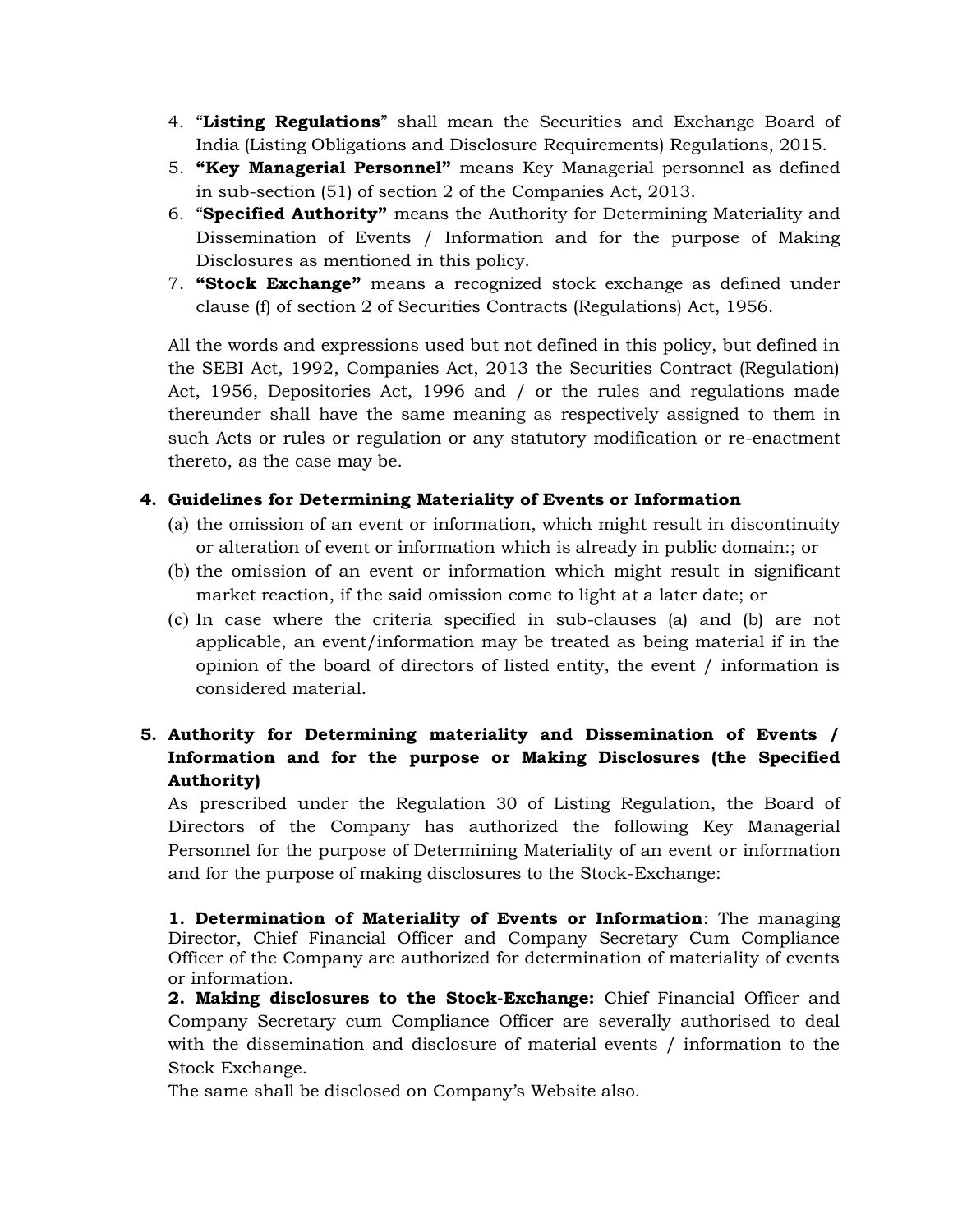4. "**Listing Regulations**" shall mean the Securities and Exchange Board of India (Listing Obligations and Disclosure Requirements) Regulations, 2015.
5. **"Key Managerial Personnel"** means Key Managerial personnel as defined in sub-section (51) of section 2 of the Companies Act, 2013.
6. "**Specified Authority"** means the Authority for Determining Materiality and Dissemination of Events / Information and for the purpose of Making Disclosures as mentioned in this policy.
7. **"Stock Exchange"** means a recognized stock exchange as defined under clause (f) of section 2 of Securities Contracts (Regulations) Act, 1956.

All the words and expressions used but not defined in this policy, but defined in the SEBI Act, 1992, Companies Act, 2013 the Securities Contract (Regulation) Act, 1956, Depositories Act, 1996 and / or the rules and regulations made thereunder shall have the same meaning as respectively assigned to them in such Acts or rules or regulation or any statutory modification or re-enactment thereto, as the case may be.

## 4. Guidelines for Determining Materiality of Events or Information

(a) the omission of an event or information, which might result in discontinuity or alteration of event or information which is already in public domain:; or

(b) the omission of an event or information which might result in significant market reaction, if the said omission come to light at a later date; or

(c) In case where the criteria specified in sub-clauses (a) and (b) are not applicable, an event/information may be treated as being material if in the opinion of the board of directors of listed entity, the event / information is considered material.

## 5. Authority for Determining materiality and Dissemination of Events / Information and for the purpose or Making Disclosures (the Specified Authority)

As prescribed under the Regulation 30 of Listing Regulation, the Board of Directors of the Company has authorized the following Key Managerial Personnel for the purpose of Determining Materiality of an event or information and for the purpose of making disclosures to the Stock-Exchange:

**1. Determination of Materiality of Events or Information**: The managing Director, Chief Financial Officer and Company Secretary Cum Compliance Officer of the Company are authorized for determination of materiality of events or information.

**2. Making disclosures to the Stock-Exchange:** Chief Financial Officer and Company Secretary cum Compliance Officer are severally authorised to deal with the dissemination and disclosure of material events / information to the Stock Exchange.

The same shall be disclosed on Company's Website also.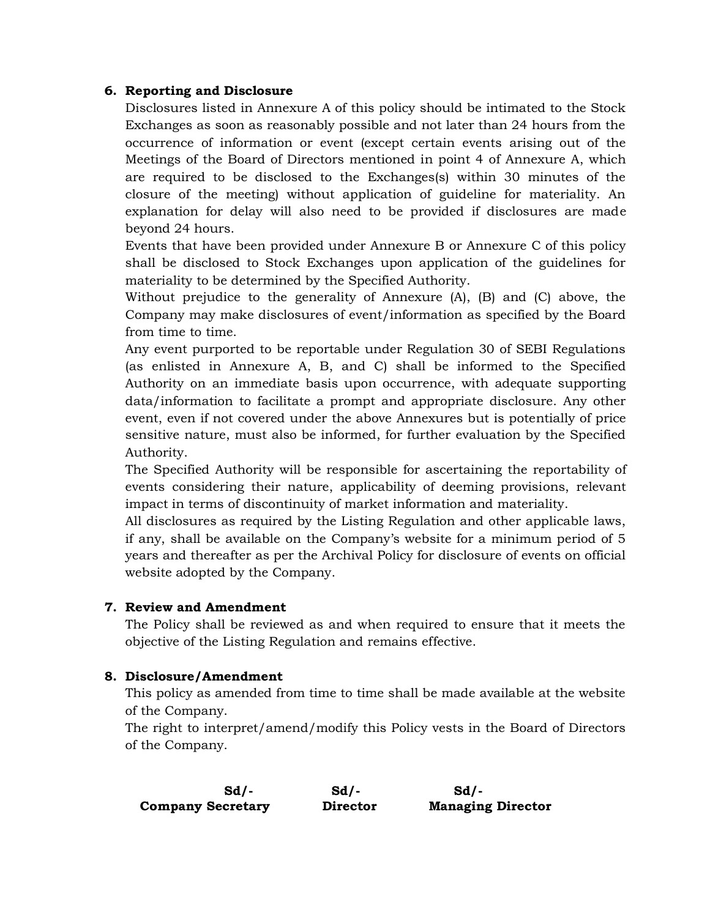## 6. Reporting and Disclosure

Disclosures listed in Annexure A of this policy should be intimated to the Stock Exchanges as soon as reasonably possible and not later than 24 hours from the occurrence of information or event (except certain events arising out of the Meetings of the Board of Directors mentioned in point 4 of Annexure A, which are required to be disclosed to the Exchanges(s) within 30 minutes of the closure of the meeting) without application of guideline for materiality. An explanation for delay will also need to be provided if disclosures are made beyond 24 hours.

Events that have been provided under Annexure B or Annexure C of this policy shall be disclosed to Stock Exchanges upon application of the guidelines for materiality to be determined by the Specified Authority.

Without prejudice to the generality of Annexure (A), (B) and (C) above, the Company may make disclosures of event/information as specified by the Board from time to time.

Any event purported to be reportable under Regulation 30 of SEBI Regulations (as enlisted in Annexure A, B, and C) shall be informed to the Specified Authority on an immediate basis upon occurrence, with adequate supporting data/information to facilitate a prompt and appropriate disclosure. Any other event, even if not covered under the above Annexures but is potentially of price sensitive nature, must also be informed, for further evaluation by the Specified Authority.

The Specified Authority will be responsible for ascertaining the reportability of events considering their nature, applicability of deeming provisions, relevant impact in terms of discontinuity of market information and materiality.

All disclosures as required by the Listing Regulation and other applicable laws, if any, shall be available on the Company's website for a minimum period of 5 years and thereafter as per the Archival Policy for disclosure of events on official website adopted by the Company.

## 7. Review and Amendment

The Policy shall be reviewed as and when required to ensure that it meets the objective of the Listing Regulation and remains effective.

## 8. Disclosure/Amendment

This policy as amended from time to time shall be made available at the website of the Company.

The right to interpret/amend/modify this Policy vests in the Board of Directors of the Company.

| Sd/- | Sd/- | Sd/- |
|---|---|---|
| **Company Secretary** | **Director** | **Managing Director** |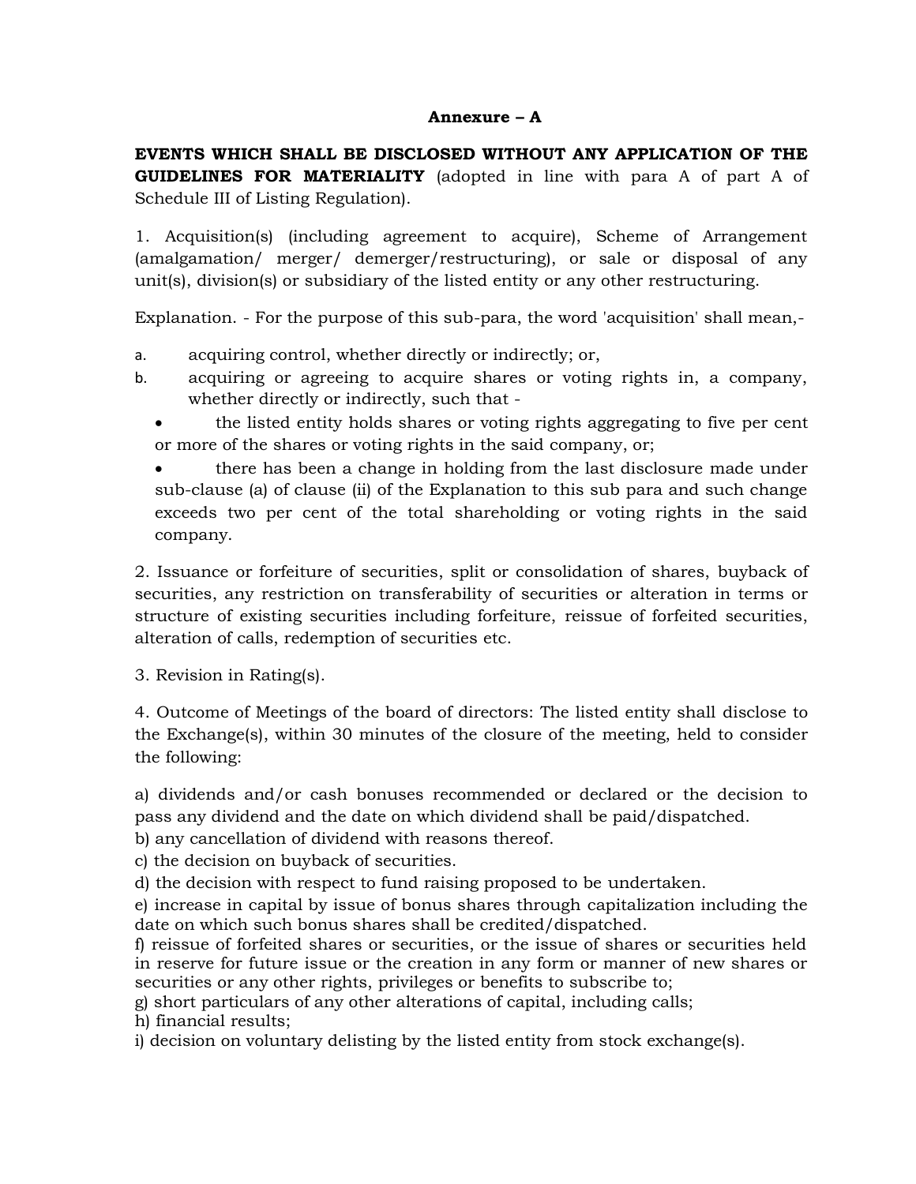## Annexure – A

**EVENTS WHICH SHALL BE DISCLOSED WITHOUT ANY APPLICATION OF THE GUIDELINES FOR MATERIALITY** (adopted in line with para A of part A of Schedule III of Listing Regulation).

1. Acquisition(s) (including agreement to acquire), Scheme of Arrangement (amalgamation/ merger/ demerger/restructuring), or sale or disposal of any unit(s), division(s) or subsidiary of the listed entity or any other restructuring.

Explanation. - For the purpose of this sub-para, the word 'acquisition' shall mean,-

a. acquiring control, whether directly or indirectly; or,
b. acquiring or agreeing to acquire shares or voting rights in, a company, whether directly or indirectly, such that -
   - the listed entity holds shares or voting rights aggregating to five per cent or more of the shares or voting rights in the said company, or;
   - there has been a change in holding from the last disclosure made under sub-clause (a) of clause (ii) of the Explanation to this sub para and such change exceeds two per cent of the total shareholding or voting rights in the said company.

2. Issuance or forfeiture of securities, split or consolidation of shares, buyback of securities, any restriction on transferability of securities or alteration in terms or structure of existing securities including forfeiture, reissue of forfeited securities, alteration of calls, redemption of securities etc.

3. Revision in Rating(s).

4. Outcome of Meetings of the board of directors: The listed entity shall disclose to the Exchange(s), within 30 minutes of the closure of the meeting, held to consider the following:

a) dividends and/or cash bonuses recommended or declared or the decision to pass any dividend and the date on which dividend shall be paid/dispatched.
b) any cancellation of dividend with reasons thereof.
c) the decision on buyback of securities.
d) the decision with respect to fund raising proposed to be undertaken.
e) increase in capital by issue of bonus shares through capitalization including the date on which such bonus shares shall be credited/dispatched.
f) reissue of forfeited shares or securities, or the issue of shares or securities held in reserve for future issue or the creation in any form or manner of new shares or securities or any other rights, privileges or benefits to subscribe to;
g) short particulars of any other alterations of capital, including calls;
h) financial results;
i) decision on voluntary delisting by the listed entity from stock exchange(s).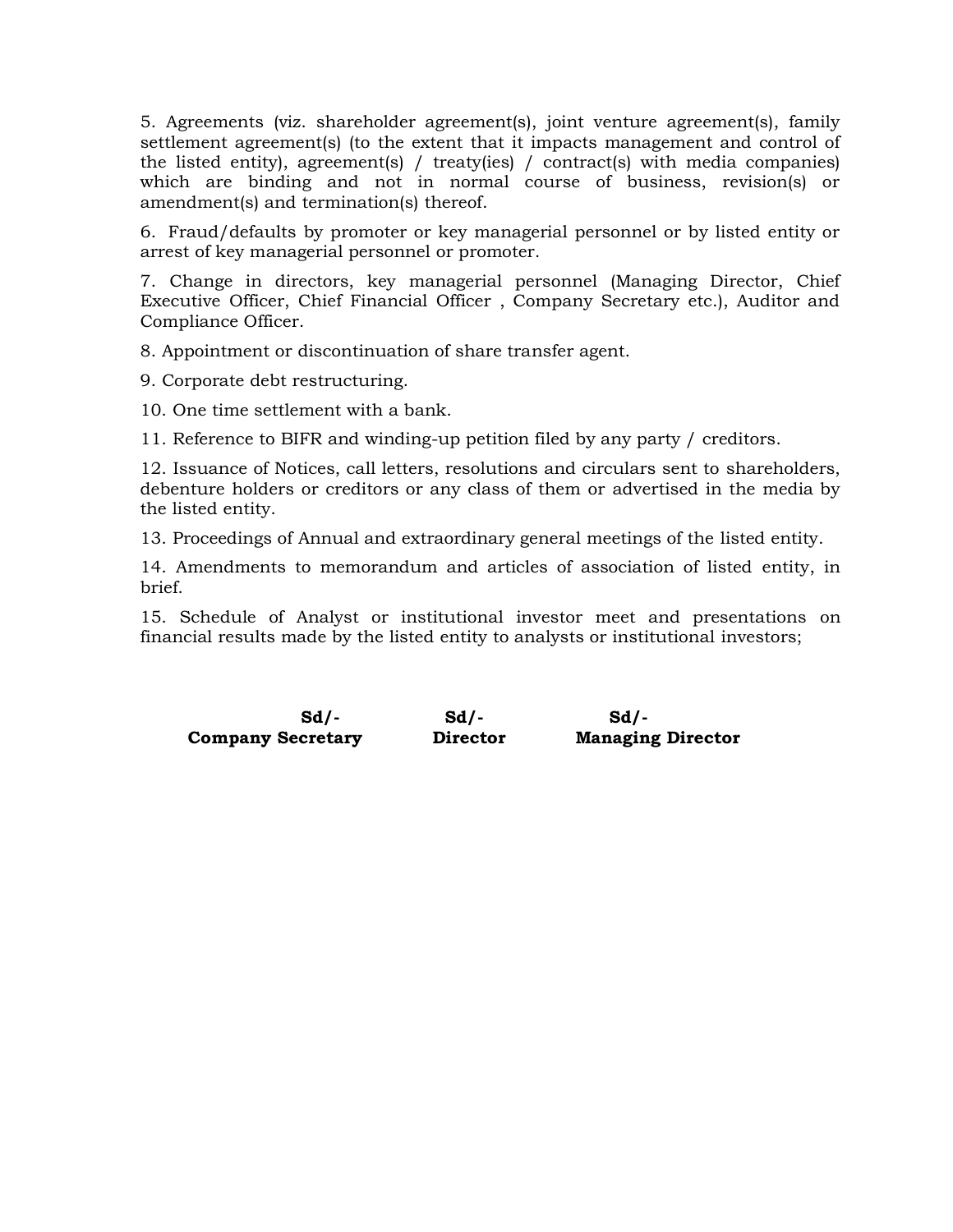5. Agreements (viz. shareholder agreement(s), joint venture agreement(s), family settlement agreement(s) (to the extent that it impacts management and control of the listed entity), agreement(s) / treaty(ies) / contract(s) with media companies) which are binding and not in normal course of business, revision(s) or amendment(s) and termination(s) thereof.

6. Fraud/defaults by promoter or key managerial personnel or by listed entity or arrest of key managerial personnel or promoter.

7. Change in directors, key managerial personnel (Managing Director, Chief Executive Officer, Chief Financial Officer , Company Secretary etc.), Auditor and Compliance Officer.

8. Appointment or discontinuation of share transfer agent.

9. Corporate debt restructuring.

10. One time settlement with a bank.

11. Reference to BIFR and winding-up petition filed by any party / creditors.

12. Issuance of Notices, call letters, resolutions and circulars sent to shareholders, debenture holders or creditors or any class of them or advertised in the media by the listed entity.

13. Proceedings of Annual and extraordinary general meetings of the listed entity.

14. Amendments to memorandum and articles of association of listed entity, in brief.

15. Schedule of Analyst or institutional investor meet and presentations on financial results made by the listed entity to analysts or institutional investors;

| **Sd/-** | **Sd/-** | **Sd/-** |
|---|---|---|
| **Company Secretary** | **Director** | **Managing Director** |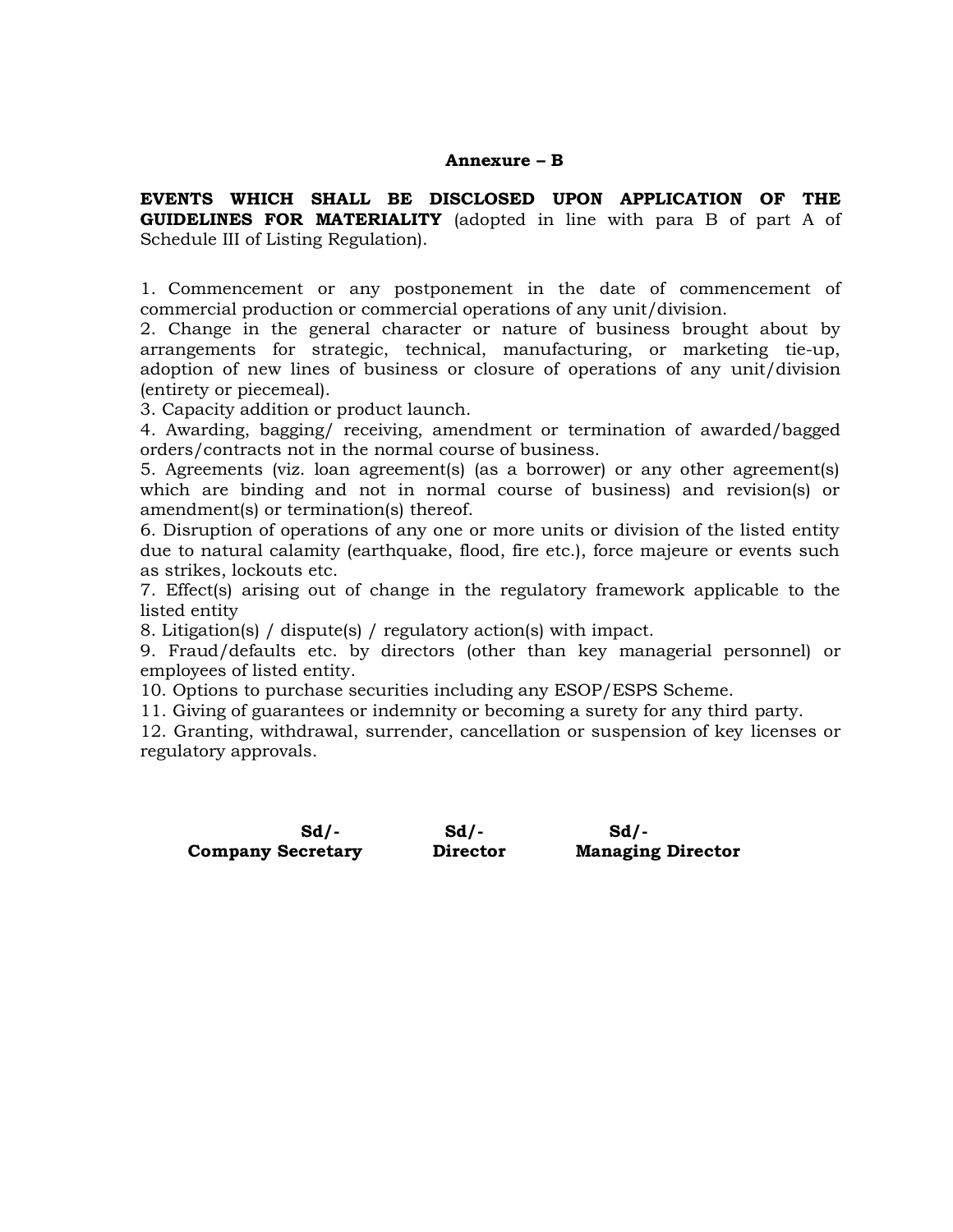## Annexure – B

**EVENTS WHICH SHALL BE DISCLOSED UPON APPLICATION OF THE GUIDELINES FOR MATERIALITY** (adopted in line with para B of part A of Schedule III of Listing Regulation).

1. Commencement or any postponement in the date of commencement of commercial production or commercial operations of any unit/division.
2. Change in the general character or nature of business brought about by arrangements for strategic, technical, manufacturing, or marketing tie-up, adoption of new lines of business or closure of operations of any unit/division (entirety or piecemeal).
3. Capacity addition or product launch.
4. Awarding, bagging/ receiving, amendment or termination of awarded/bagged orders/contracts not in the normal course of business.
5. Agreements (viz. loan agreement(s) (as a borrower) or any other agreement(s) which are binding and not in normal course of business) and revision(s) or amendment(s) or termination(s) thereof.
6. Disruption of operations of any one or more units or division of the listed entity due to natural calamity (earthquake, flood, fire etc.), force majeure or events such as strikes, lockouts etc.
7. Effect(s) arising out of change in the regulatory framework applicable to the listed entity
8. Litigation(s) / dispute(s) / regulatory action(s) with impact.
9. Fraud/defaults etc. by directors (other than key managerial personnel) or employees of listed entity.
10. Options to purchase securities including any ESOP/ESPS Scheme.
11. Giving of guarantees or indemnity or becoming a surety for any third party.
12. Granting, withdrawal, surrender, cancellation or suspension of key licenses or regulatory approvals.

| **Sd/-** | **Sd/-** | **Sd/-** |
|---|---|---|
| **Company Secretary** | **Director** | **Managing Director** |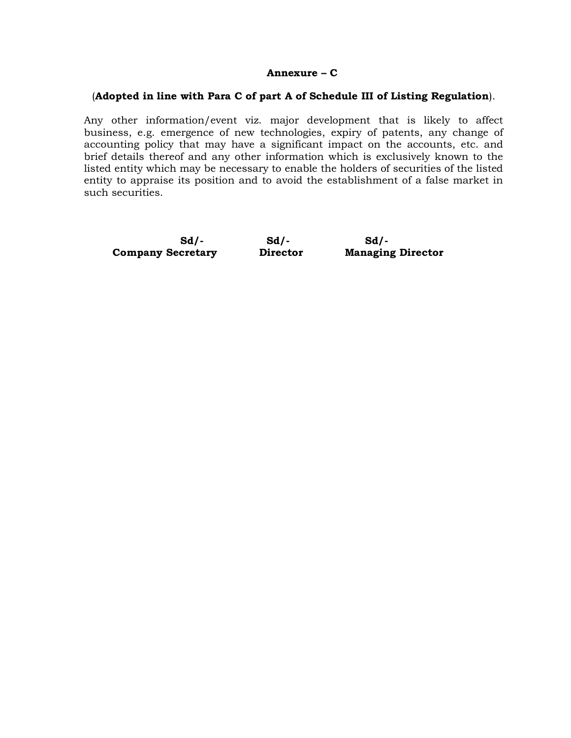**Annexure – C**

(**Adopted in line with Para C of part A of Schedule III of Listing Regulation**).

Any other information/event viz. major development that is likely to affect business, e.g. emergence of new technologies, expiry of patents, any change of accounting policy that may have a significant impact on the accounts, etc. and brief details thereof and any other information which is exclusively known to the listed entity which may be necessary to enable the holders of securities of the listed entity to appraise its position and to avoid the establishment of a false market in such securities.

| | | |
|---|---|---|
| **Sd/-** | **Sd/-** | **Sd/-** |
| **Company Secretary** | **Director** | **Managing Director** |